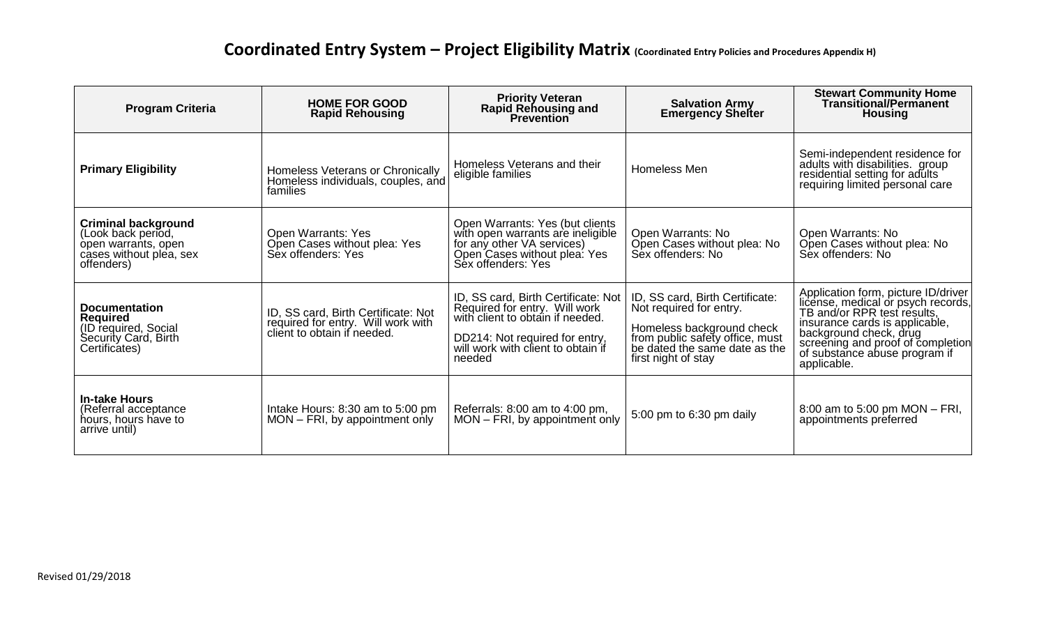# Coordinated Entry System – Project Eligibility Matrix (Coordinated Entry Policies and Procedures Appendix H)

| Program Criteria | HOME FOR GOOD Rapid Rehousing | Priority Veteran Rapid Rehousing and Prevention | Salvation Army Emergency Shelter | Stewart Community Home Transitional/Permanent Housing |
|---|---|---|---|---|
| **Primary Eligibility** | Homeless Veterans or Chronically Homeless individuals, couples, and families | Homeless Veterans and their eligible families | Homeless Men | Semi-independent residence for adults with disabilities. group residential setting for adults requiring limited personal care |
| **Criminal background** (Look back period, open warrants, open cases without plea, sex offenders) | Open Warrants: Yes<br>Open Cases without plea: Yes<br>Sex offenders: Yes | Open Warrants: Yes (but clients with open warrants are ineligible for any other VA services)<br>Open Cases without plea: Yes<br>Sex offenders: Yes | Open Warrants: No<br>Open Cases without plea: No<br>Sex offenders: No | Open Warrants: No<br>Open Cases without plea: No<br>Sex offenders: No |
| **Documentation Required** (ID required, Social Security Card, Birth Certificates) | ID, SS card, Birth Certificate: Not required for entry. Will work with client to obtain if needed. | ID, SS card, Birth Certificate: Not Required for entry. Will work with client to obtain if needed.<br><br>DD214: Not required for entry, will work with client to obtain if needed | ID, SS card, Birth Certificate: Not required for entry.<br><br>Homeless background check from public safety office, must be dated the same date as the first night of stay | Application form, picture ID/driver license, medical or psych records, TB and/or RPR test results, insurance cards is applicable, background check, drug screening and proof of completion of substance abuse program if applicable. |
| **In-take Hours** (Referral acceptance hours, hours have to arrive until) | Intake Hours: 8:30 am to 5:00 pm MON – FRI, by appointment only | Referrals: 8:00 am to 4:00 pm, MON – FRI, by appointment only | 5:00 pm to 6:30 pm daily | 8:00 am to 5:00 pm MON – FRI, appointments preferred |

Revised 01/29/2018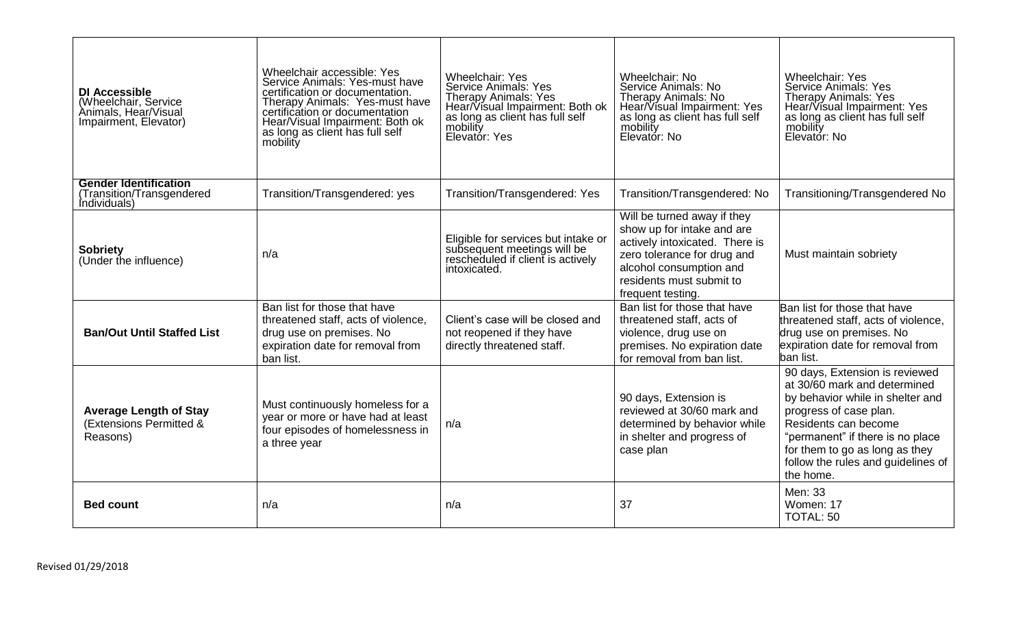| **DI Accessible** (Wheelchair, Service Animals, Hear/Visual Impairment, Elevator) | Wheelchair accessible: Yes Service Animals: Yes-must have certification or documentation. Therapy Animals: Yes-must have certification or documentation Hear/Visual Impairment: Both ok as long as client has full self mobility | Wheelchair: Yes Service Animals: Yes Therapy Animals: Yes Hear/Visual Impairment: Both ok as long as client has full self mobility Elevator: Yes | Wheelchair: No Service Animals: No Therapy Animals: No Hear/Visual Impairment: Yes as long as client has full self mobility Elevator: No | Wheelchair: Yes Service Animals: Yes Therapy Animals: Yes Hear/Visual Impairment: Yes as long as client has full self mobility Elevator: No |
|---|---|---|---|---|
| **Gender Identification** (Transition/Transgendered Individuals) | Transition/Transgendered: yes | Transition/Transgendered: Yes | Transition/Transgendered: No | Transitioning/Transgendered No |
| **Sobriety** (Under the influence) | n/a | Eligible for services but intake or subsequent meetings will be rescheduled if client is actively intoxicated. | Will be turned away if they show up for intake and are actively intoxicated. There is zero tolerance for drug and alcohol consumption and residents must submit to frequent testing. | Must maintain sobriety |
| **Ban/Out Until Staffed List** | Ban list for those that have threatened staff, acts of violence, drug use on premises. No expiration date for removal from ban list. | Client's case will be closed and not reopened if they have directly threatened staff. | Ban list for those that have threatened staff, acts of violence, drug use on premises. No expiration date for removal from ban list. | Ban list for those that have threatened staff, acts of violence, drug use on premises. No expiration date for removal from ban list. |
| **Average Length of Stay** (Extensions Permitted & Reasons) | Must continuously homeless for a year or more or have had at least four episodes of homelessness in a three year | n/a | 90 days, Extension is reviewed at 30/60 mark and determined by behavior while in shelter and progress of case plan | 90 days, Extension is reviewed at 30/60 mark and determined by behavior while in shelter and progress of case plan. Residents can become "permanent" if there is no place for them to go as long as they follow the rules and guidelines of the home. |
| **Bed count** | n/a | n/a | 37 | Men: 33 Women: 17 TOTAL: 50 |

Revised 01/29/2018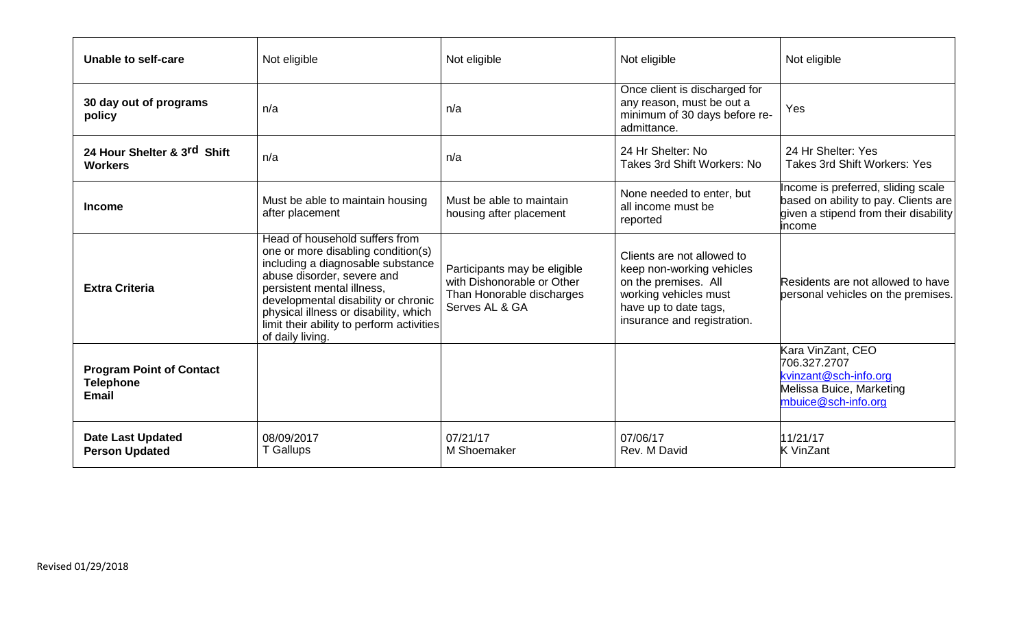| Unable to self-care | Not eligible | Not eligible | Not eligible | Not eligible |
|---|---|---|---|---|
| **30 day out of programs policy** | n/a | n/a | Once client is discharged for any reason, must be out a minimum of 30 days before re-admittance. | Yes |
| **24 Hour Shelter & 3rd Shift Workers** | n/a | n/a | 24 Hr Shelter: No<br>Takes 3rd Shift Workers: No | 24 Hr Shelter: Yes<br>Takes 3rd Shift Workers: Yes |
| **Income** | Must be able to maintain housing after placement | Must be able to maintain housing after placement | None needed to enter, but all income must be reported | Income is preferred, sliding scale based on ability to pay. Clients are given a stipend from their disability income |
| **Extra Criteria** | Head of household suffers from one or more disabling condition(s) including a diagnosable substance abuse disorder, severe and persistent mental illness, developmental disability or chronic physical illness or disability, which limit their ability to perform activities of daily living. | Participants may be eligible with Dishonorable or Other Than Honorable discharges Serves AL & GA | Clients are not allowed to keep non-working vehicles on the premises. All working vehicles must have up to date tags, insurance and registration. | Residents are not allowed to have personal vehicles on the premises. |
| **Program Point of Contact**<br>**Telephone**<br>**Email** | | | | Kara VinZant, CEO<br>706.327.2707<br>kvinzant@sch-info.org<br>Melissa Buice, Marketing<br>mbuice@sch-info.org |
| **Date Last Updated**<br>**Person Updated** | 08/09/2017<br>T Gallups | 07/21/17<br>M Shoemaker | 07/06/17<br>Rev. M David | 11/21/17<br>K VinZant |

Revised 01/29/2018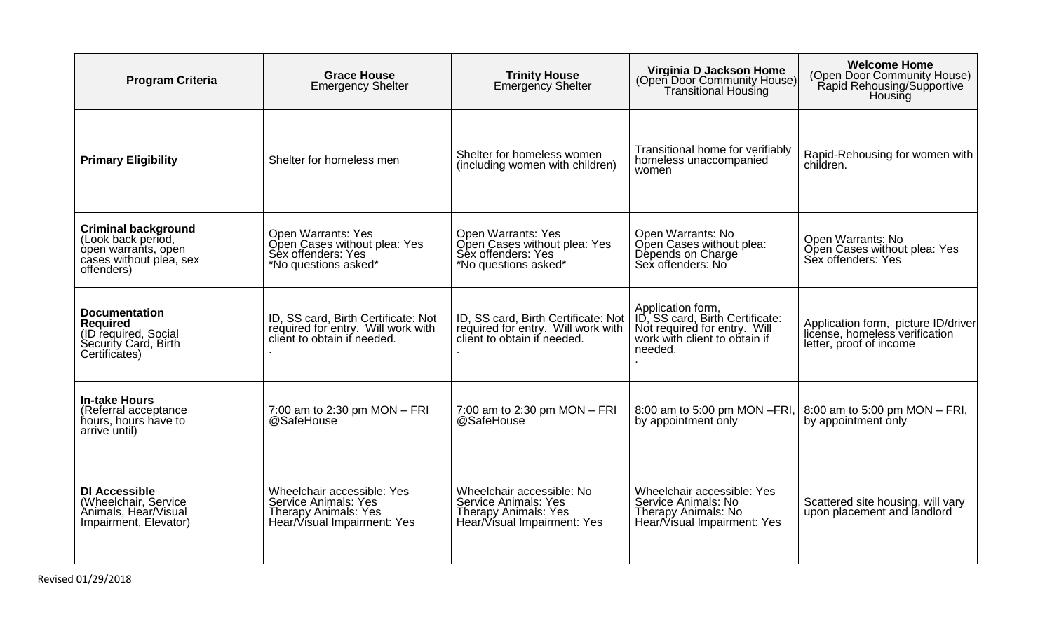| **Program Criteria** | **Grace House** Emergency Shelter | **Trinity House** Emergency Shelter | **Virginia D Jackson Home** (Open Door Community House) Transitional Housing | **Welcome Home** (Open Door Community House) Rapid Rehousing/Supportive Housing |
|---|---|---|---|---|
| **Primary Eligibility** | Shelter for homeless men | Shelter for homeless women (including women with children) | Transitional home for verifiably homeless unaccompanied women | Rapid-Rehousing for women with children. |
| **Criminal background** (Look back period, open warrants, open cases without plea, sex offenders) | Open Warrants: Yes<br>Open Cases without plea: Yes<br>Sex offenders: Yes<br>*No questions asked* | Open Warrants: Yes<br>Open Cases without plea: Yes<br>Sex offenders: Yes<br>*No questions asked* | Open Warrants: No<br>Open Cases without plea: Depends on Charge<br>Sex offenders: No | Open Warrants: No<br>Open Cases without plea: Yes<br>Sex offenders: Yes |
| **Documentation Required** (ID required, Social Security Card, Birth Certificates) | ID, SS card, Birth Certificate: Not required for entry. Will work with client to obtain if needed.<br>. | ID, SS card, Birth Certificate: Not required for entry. Will work with client to obtain if needed.<br>. | Application form,<br>ID, SS card, Birth Certificate: Not required for entry. Will work with client to obtain if needed.<br>. | Application form, picture ID/driver license, homeless verification letter, proof of income |
| **In-take Hours** (Referral acceptance hours, hours have to arrive until) | 7:00 am to 2:30 pm MON – FRI @SafeHouse | 7:00 am to 2:30 pm MON – FRI @SafeHouse | 8:00 am to 5:00 pm MON –FRI, by appointment only | 8:00 am to 5:00 pm MON – FRI, by appointment only |
| **DI Accessible** (Wheelchair, Service Animals, Hear/Visual Impairment, Elevator) | Wheelchair accessible: Yes<br>Service Animals: Yes<br>Therapy Animals: Yes<br>Hear/Visual Impairment: Yes | Wheelchair accessible: No<br>Service Animals: Yes<br>Therapy Animals: Yes<br>Hear/Visual Impairment: Yes | Wheelchair accessible: Yes<br>Service Animals: No<br>Therapy Animals: No<br>Hear/Visual Impairment: Yes | Scattered site housing, will vary upon placement and landlord |

Revised 01/29/2018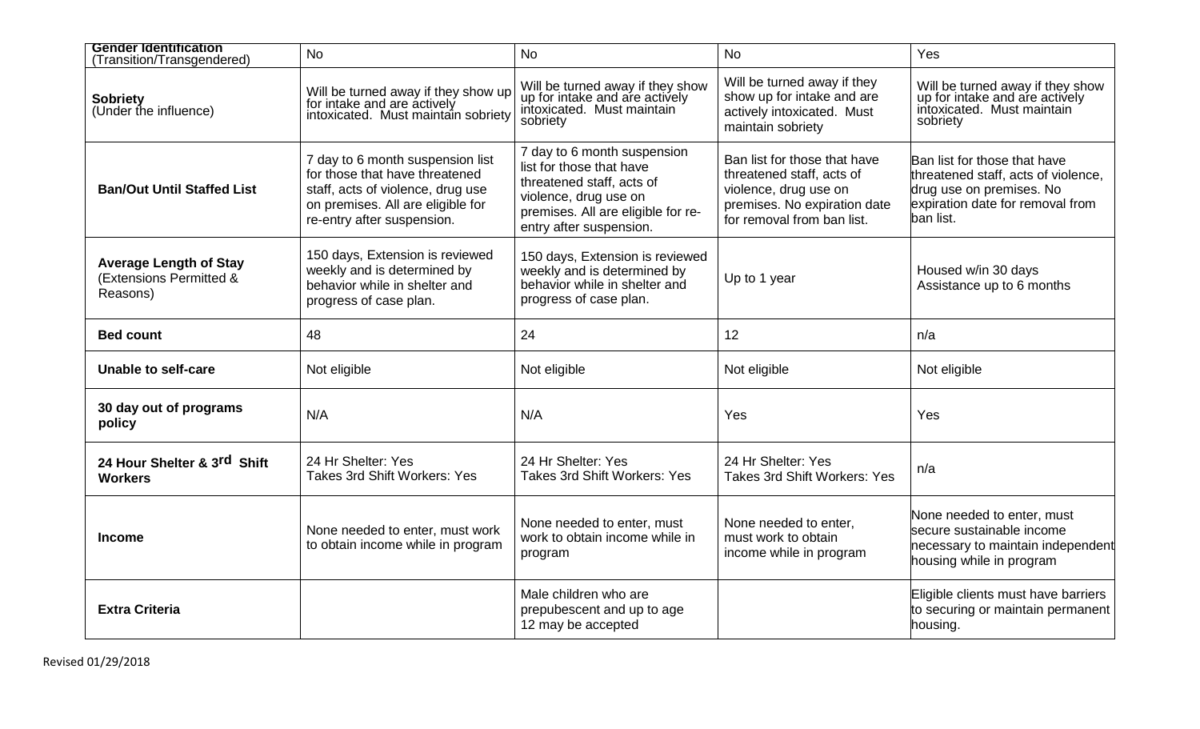| **Gender Identification** (Transition/Transgendered) | No | No | No | Yes |
|---|---|---|---|---|
| **Sobriety** (Under the influence) | Will be turned away if they show up for intake and are actively intoxicated. Must maintain sobriety | Will be turned away if they show up for intake and are actively intoxicated. Must maintain sobriety | Will be turned away if they show up for intake and are actively intoxicated. Must maintain sobriety | Will be turned away if they show up for intake and are actively intoxicated. Must maintain sobriety |
| **Ban/Out Until Staffed List** | 7 day to 6 month suspension list for those that have threatened staff, acts of violence, drug use on premises. All are eligible for re-entry after suspension. | 7 day to 6 month suspension list for those that have threatened staff, acts of violence, drug use on premises. All are eligible for re-entry after suspension. | Ban list for those that have threatened staff, acts of violence, drug use on premises. No expiration date for removal from ban list. | Ban list for those that have threatened staff, acts of violence, drug use on premises. No expiration date for removal from ban list. |
| **Average Length of Stay** (Extensions Permitted & Reasons) | 150 days, Extension is reviewed weekly and is determined by behavior while in shelter and progress of case plan. | 150 days, Extension is reviewed weekly and is determined by behavior while in shelter and progress of case plan. | Up to 1 year | Housed w/in 30 days Assistance up to 6 months |
| **Bed count** | 48 | 24 | 12 | n/a |
| **Unable to self-care** | Not eligible | Not eligible | Not eligible | Not eligible |
| **30 day out of programs policy** | N/A | N/A | Yes | Yes |
| **24 Hour Shelter & 3rd Shift Workers** | 24 Hr Shelter: Yes Takes 3rd Shift Workers: Yes | 24 Hr Shelter: Yes Takes 3rd Shift Workers: Yes | 24 Hr Shelter: Yes Takes 3rd Shift Workers: Yes | n/a |
| **Income** | None needed to enter, must work to obtain income while in program | None needed to enter, must work to obtain income while in program | None needed to enter, must work to obtain income while in program | None needed to enter, must secure sustainable income necessary to maintain independent housing while in program |
| **Extra Criteria** | | Male children who are prepubescent and up to age 12 may be accepted | | Eligible clients must have barriers to securing or maintain permanent housing. |

Revised 01/29/2018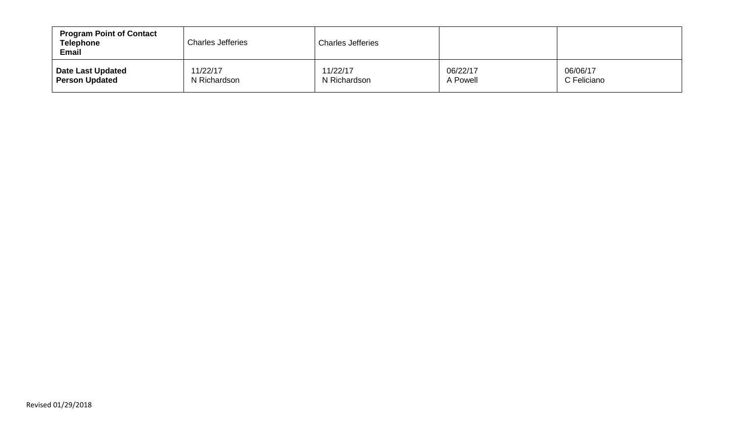| **Program Point of Contact Telephone Email** | Charles Jefferies | Charles Jefferies | | |
|---|---|---|---|---|
| **Date Last Updated Person Updated** | 11/22/17 N Richardson | 11/22/17 N Richardson | 06/22/17 A Powell | 06/06/17 C Feliciano |

Revised 01/29/2018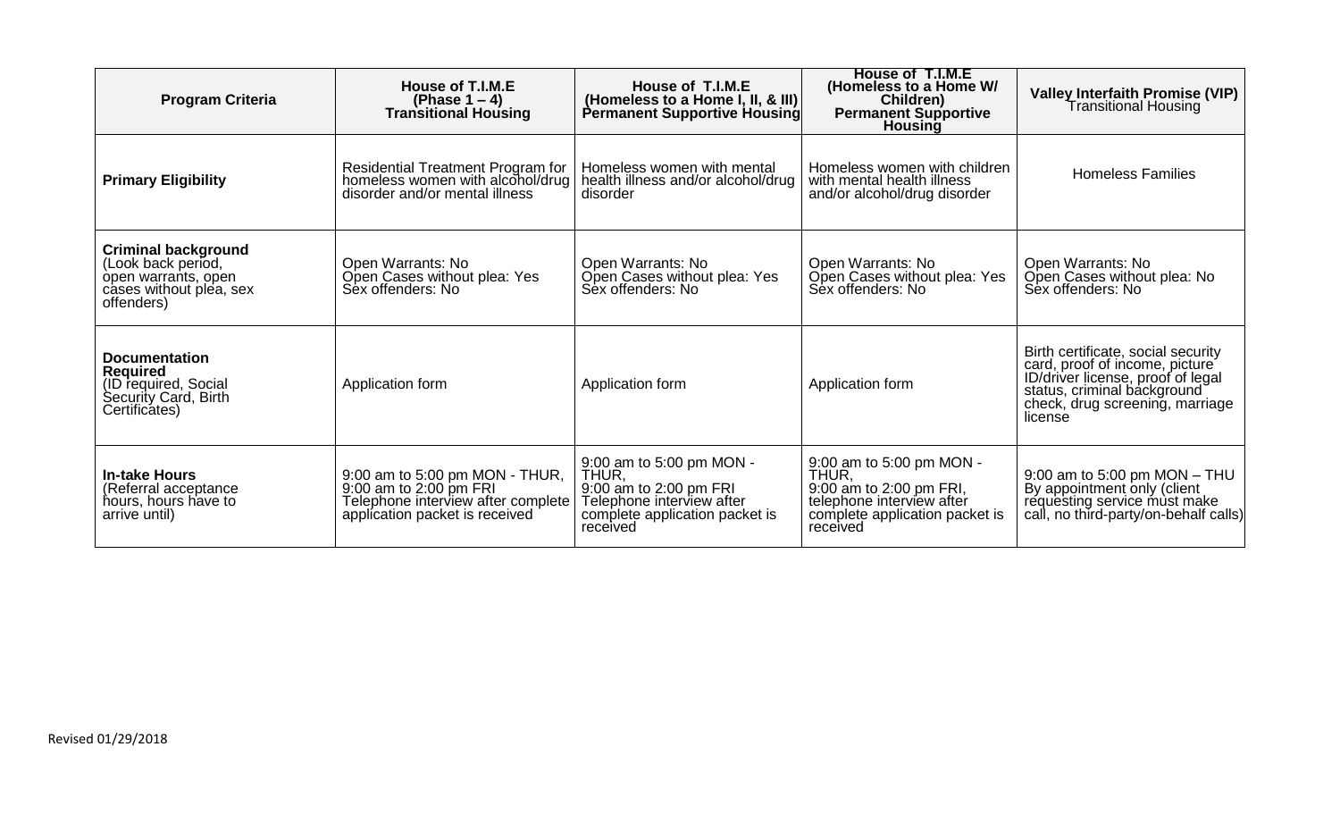| Program Criteria | House of T.I.M.E (Phase 1 – 4) Transitional Housing | House of T.I.M.E (Homeless to a Home I, II, & III) Permanent Supportive Housing | House of T.I.M.E (Homeless to a Home W/ Children) Permanent Supportive Housing | Valley Interfaith Promise (VIP) Transitional Housing |
|---|---|---|---|---|
| **Primary Eligibility** | Residential Treatment Program for homeless women with alcohol/drug disorder and/or mental illness | Homeless women with mental health illness and/or alcohol/drug disorder | Homeless women with children with mental health illness and/or alcohol/drug disorder | Homeless Families |
| **Criminal background** (Look back period, open warrants, open cases without plea, sex offenders) | Open Warrants: No<br>Open Cases without plea: Yes<br>Sex offenders: No | Open Warrants: No<br>Open Cases without plea: Yes<br>Sex offenders: No | Open Warrants: No<br>Open Cases without plea: Yes<br>Sex offenders: No | Open Warrants: No<br>Open Cases without plea: No<br>Sex offenders: No |
| **Documentation Required** (ID required, Social Security Card, Birth Certificates) | Application form | Application form | Application form | Birth certificate, social security card, proof of income, picture ID/driver license, proof of legal status, criminal background check, drug screening, marriage license |
| **In-take Hours** (Referral acceptance hours, hours have to arrive until) | 9:00 am to 5:00 pm MON - THUR,<br>9:00 am to 2:00 pm FRI<br>Telephone interview after complete application packet is received | 9:00 am to 5:00 pm MON - THUR,<br>9:00 am to 2:00 pm FRI<br>Telephone interview after complete application packet is received | 9:00 am to 5:00 pm MON - THUR,<br>9:00 am to 2:00 pm FRI,<br>telephone interview after complete application packet is received | 9:00 am to 5:00 pm MON – THU<br>By appointment only (client requesting service must make call, no third-party/on-behalf calls) |

Revised 01/29/2018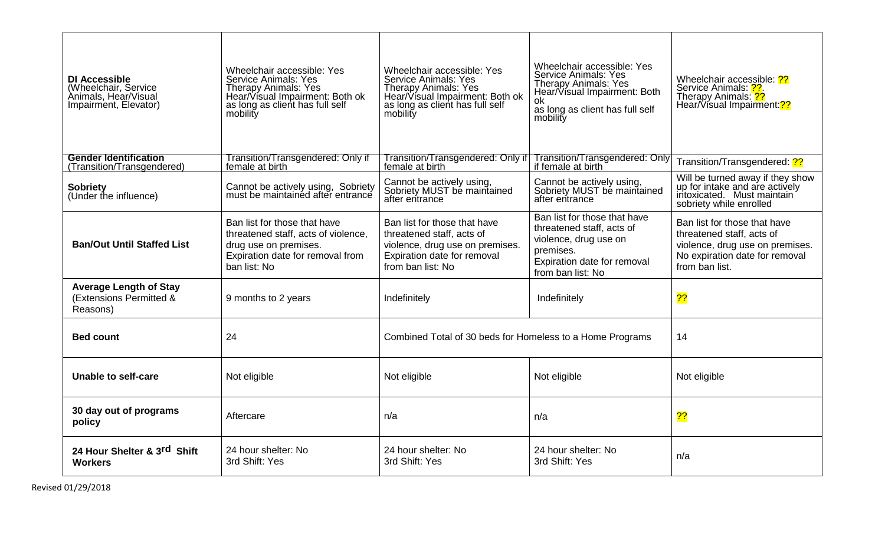| | | | | |
|---|---|---|---|---|
| **DI Accessible** (Wheelchair, Service Animals, Hear/Visual Impairment, Elevator) | Wheelchair accessible: Yes Service Animals: Yes Therapy Animals: Yes Hear/Visual Impairment: Both ok as long as client has full self mobility | Wheelchair accessible: Yes Service Animals: Yes Therapy Animals: Yes Hear/Visual Impairment: Both ok as long as client has full self mobility | Wheelchair accessible: Yes Service Animals: Yes Therapy Animals: Yes Hear/Visual Impairment: Both ok as long as client has full self mobility | Wheelchair accessible: ?? Service Animals: ??. Therapy Animals: ?? Hear/Visual Impairment:?? |
| **Gender Identification** (Transition/Transgendered) | Transition/Transgendered: Only if female at birth | Transition/Transgendered: Only if female at birth | Transition/Transgendered: Only if female at birth | Transition/Transgendered: ?? |
| **Sobriety** (Under the influence) | Cannot be actively using, Sobriety must be maintained after entrance | Cannot be actively using, Sobriety MUST be maintained after entrance | Cannot be actively using, Sobriety MUST be maintained after entrance | Will be turned away if they show up for intake and are actively intoxicated. Must maintain sobriety while enrolled |
| **Ban/Out Until Staffed List** | Ban list for those that have threatened staff, acts of violence, drug use on premises. Expiration date for removal from ban list: No | Ban list for those that have threatened staff, acts of violence, drug use on premises. Expiration date for removal from ban list: No | Ban list for those that have threatened staff, acts of violence, drug use on premises. Expiration date for removal from ban list: No | Ban list for those that have threatened staff, acts of violence, drug use on premises. No expiration date for removal from ban list. |
| **Average Length of Stay** (Extensions Permitted & Reasons) | 9 months to 2 years | Indefinitely | Indefinitely | ?? |
| **Bed count** | 24 | Combined Total of 30 beds for Homeless to a Home Programs | | 14 |
| **Unable to self-care** | Not eligible | Not eligible | Not eligible | Not eligible |
| **30 day out of programs policy** | Aftercare | n/a | n/a | ?? |
| **24 Hour Shelter & 3rd Shift Workers** | 24 hour shelter: No 3rd Shift: Yes | 24 hour shelter: No 3rd Shift: Yes | 24 hour shelter: No 3rd Shift: Yes | n/a |

Revised 01/29/2018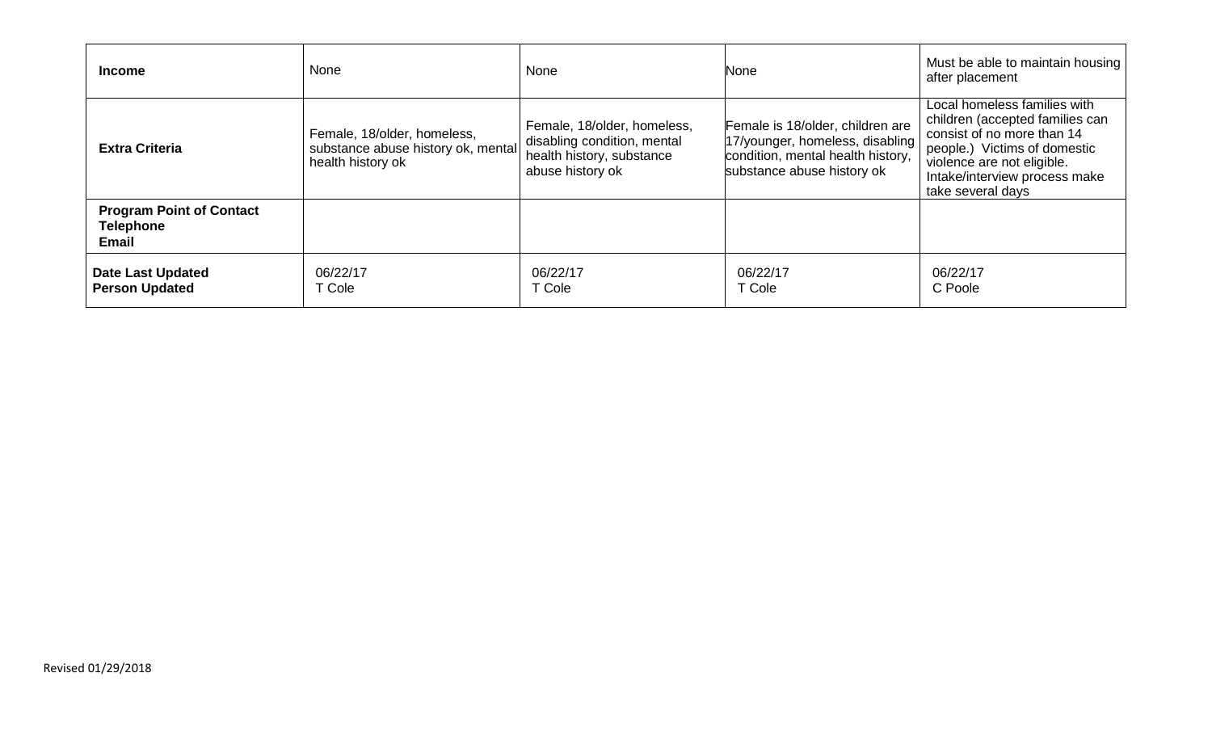| **Income** | None | None | None | Must be able to maintain housing after placement |
|---|---|---|---|---|
| **Extra Criteria** | Female, 18/older, homeless, substance abuse history ok, mental health history ok | Female, 18/older, homeless, disabling condition, mental health history, substance abuse history ok | Female is 18/older, children are 17/younger, homeless, disabling condition, mental health history, substance abuse history ok | Local homeless families with children (accepted families can consist of no more than 14 people.) Victims of domestic violence are not eligible. Intake/interview process make take several days |
| **Program Point of Contact Telephone Email** | | | | |
| **Date Last Updated Person Updated** | 06/22/17 T Cole | 06/22/17 T Cole | 06/22/17 T Cole | 06/22/17 C Poole |

Revised 01/29/2018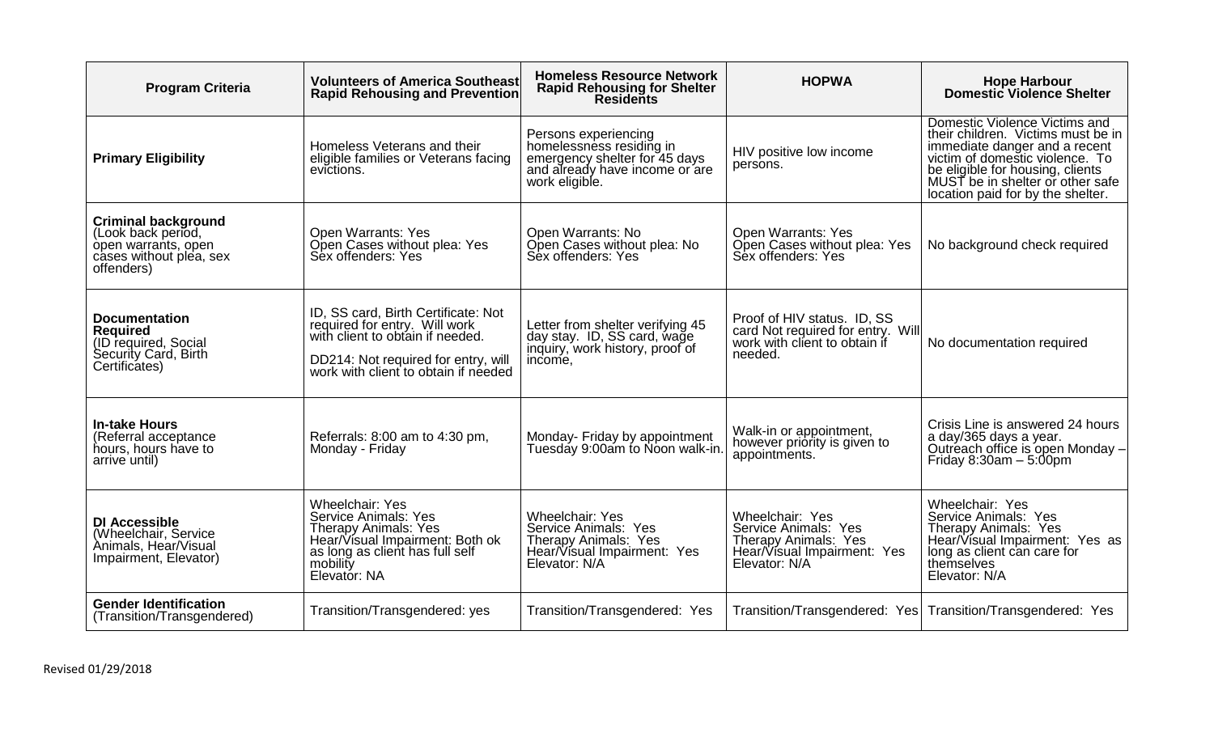| Program Criteria | Volunteers of America Southeast Rapid Rehousing and Prevention | Homeless Resource Network Rapid Rehousing for Shelter Residents | HOPWA | Hope Harbour Domestic Violence Shelter |
|---|---|---|---|---|
| **Primary Eligibility** | Homeless Veterans and their eligible families or Veterans facing evictions. | Persons experiencing homelessness residing in emergency shelter for 45 days and already have income or are work eligible. | HIV positive low income persons. | Domestic Violence Victims and their children. Victims must be in immediate danger and a recent victim of domestic violence. To be eligible for housing, clients MUST be in shelter or other safe location paid for by the shelter. |
| **Criminal background** (Look back period, open warrants, open cases without plea, sex offenders) | Open Warrants: Yes<br>Open Cases without plea: Yes<br>Sex offenders: Yes | Open Warrants: No<br>Open Cases without plea: No<br>Sex offenders: Yes | Open Warrants: Yes<br>Open Cases without plea: Yes<br>Sex offenders: Yes | No background check required |
| **Documentation Required** (ID required, Social Security Card, Birth Certificates) | ID, SS card, Birth Certificate: Not required for entry. Will work with client to obtain if needed.<br><br>DD214: Not required for entry, will work with client to obtain if needed | Letter from shelter verifying 45 day stay. ID, SS card, wage inquiry, work history, proof of income, | Proof of HIV status. ID, SS card Not required for entry. Will work with client to obtain if needed. | No documentation required |
| **In-take Hours** (Referral acceptance hours, hours have to arrive until) | Referrals: 8:00 am to 4:30 pm, Monday - Friday | Monday- Friday by appointment Tuesday 9:00am to Noon walk-in. | Walk-in or appointment, however priority is given to appointments. | Crisis Line is answered 24 hours a day/365 days a year. Outreach office is open Monday – Friday 8:30am – 5:00pm |
| **DI Accessible** (Wheelchair, Service Animals, Hear/Visual Impairment, Elevator) | Wheelchair: Yes<br>Service Animals: Yes<br>Therapy Animals: Yes<br>Hear/Visual Impairment: Both ok as long as client has full self mobility<br>Elevator: NA | Wheelchair: Yes<br>Service Animals: Yes<br>Therapy Animals: Yes<br>Hear/Visual Impairment: Yes<br>Elevator: N/A | Wheelchair: Yes<br>Service Animals: Yes<br>Therapy Animals: Yes<br>Hear/Visual Impairment: Yes<br>Elevator: N/A | Wheelchair: Yes<br>Service Animals: Yes<br>Therapy Animals: Yes<br>Hear/Visual Impairment: Yes as long as client can care for themselves<br>Elevator: N/A |
| **Gender Identification** (Transition/Transgendered) | Transition/Transgendered: yes | Transition/Transgendered: Yes | Transition/Transgendered: Yes | Transition/Transgendered: Yes |

Revised 01/29/2018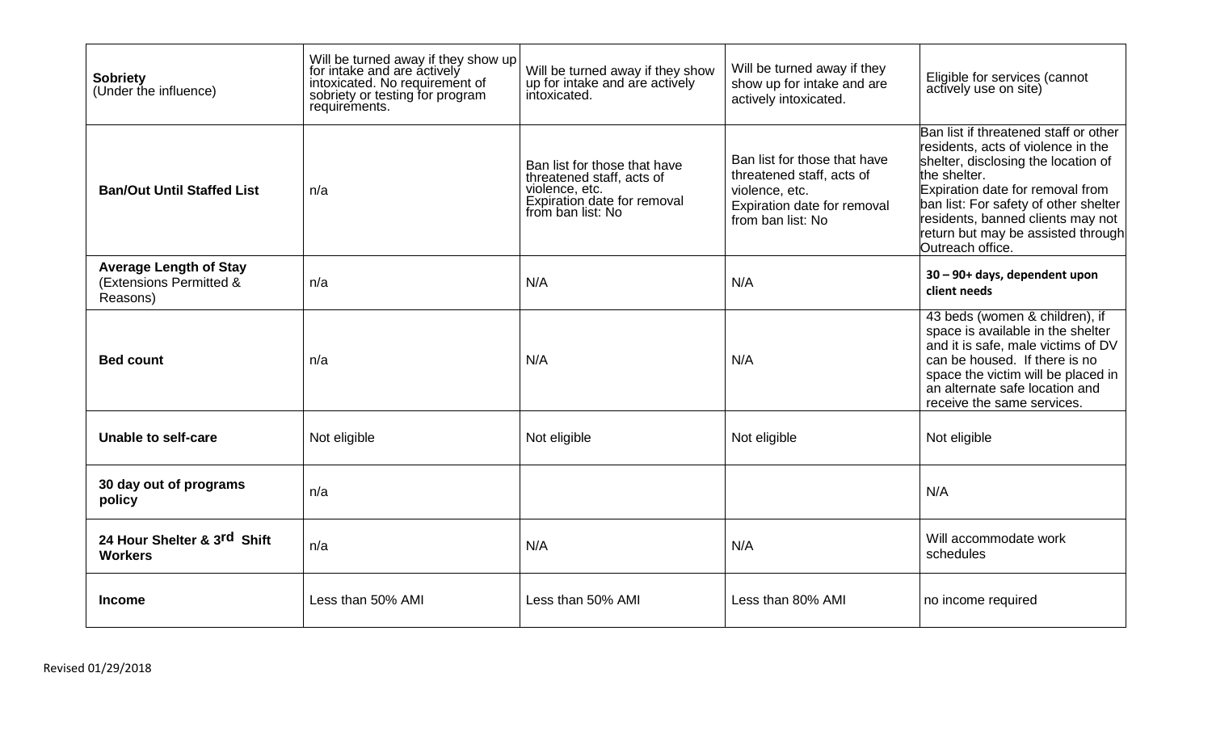| | | | | |
|---|---|---|---|---|
| **Sobriety** (Under the influence) | Will be turned away if they show up for intake and are actively intoxicated. No requirement of sobriety or testing for program requirements. | Will be turned away if they show up for intake and are actively intoxicated. | Will be turned away if they show up for intake and are actively intoxicated. | Eligible for services (cannot actively use on site) |
| **Ban/Out Until Staffed List** | n/a | Ban list for those that have threatened staff, acts of violence, etc. Expiration date for removal from ban list: No | Ban list for those that have threatened staff, acts of violence, etc. Expiration date for removal from ban list: No | Ban list if threatened staff or other residents, acts of violence in the shelter, disclosing the location of the shelter. Expiration date for removal from ban list: For safety of other shelter residents, banned clients may not return but may be assisted through Outreach office. |
| **Average Length of Stay** (Extensions Permitted & Reasons) | n/a | N/A | N/A | **30 – 90+ days, dependent upon client needs** |
| **Bed count** | n/a | N/A | N/A | 43 beds (women & children), if space is available in the shelter and it is safe, male victims of DV can be housed. If there is no space the victim will be placed in an alternate safe location and receive the same services. |
| **Unable to self-care** | Not eligible | Not eligible | Not eligible | Not eligible |
| **30 day out of programs policy** | n/a | | | N/A |
| **24 Hour Shelter & 3rd Shift Workers** | n/a | N/A | N/A | Will accommodate work schedules |
| **Income** | Less than 50% AMI | Less than 50% AMI | Less than 80% AMI | no income required |

Revised 01/29/2018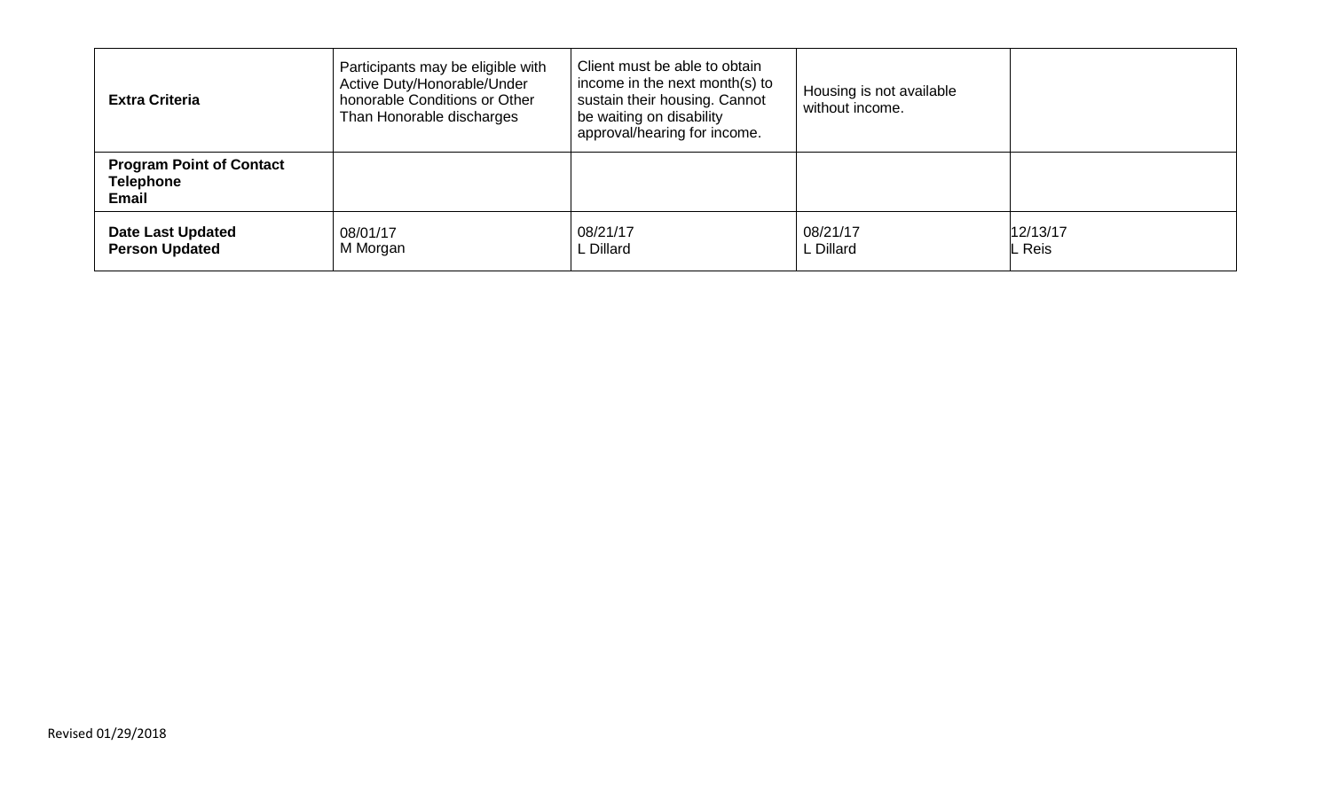| Extra Criteria | Participants may be eligible with Active Duty/Honorable/Under honorable Conditions or Other Than Honorable discharges | Client must be able to obtain income in the next month(s) to sustain their housing. Cannot be waiting on disability approval/hearing for income. | Housing is not available without income. | |
|---|---|---|---|---|
| **Program Point of Contact Telephone Email** | | | | |
| **Date Last Updated Person Updated** | 08/01/17 M Morgan | 08/21/17 L Dillard | 08/21/17 L Dillard | 12/13/17 L Reis |

Revised 01/29/2018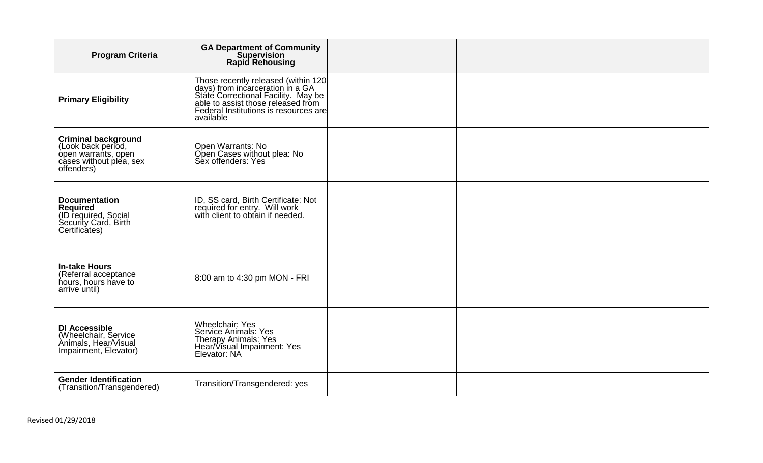| **Program Criteria** | **GA Department of Community Supervision Rapid Rehousing** | | | |
|---|---|---|---|---|
| **Primary Eligibility** | Those recently released (within 120 days) from incarceration in a GA State Correctional Facility. May be able to assist those released from Federal Institutions is resources are available | | | |
| **Criminal background** (Look back period, open warrants, open cases without plea, sex offenders) | Open Warrants: No<br>Open Cases without plea: No<br>Sex offenders: Yes | | | |
| **Documentation Required** (ID required, Social Security Card, Birth Certificates) | ID, SS card, Birth Certificate: Not required for entry. Will work with client to obtain if needed. | | | |
| **In-take Hours** (Referral acceptance hours, hours have to arrive until) | 8:00 am to 4:30 pm MON - FRI | | | |
| **DI Accessible** (Wheelchair, Service Animals, Hear/Visual Impairment, Elevator) | Wheelchair: Yes<br>Service Animals: Yes<br>Therapy Animals: Yes<br>Hear/Visual Impairment: Yes<br>Elevator: NA | | | |
| **Gender Identification** (Transition/Transgendered) | Transition/Transgendered: yes | | | |

Revised 01/29/2018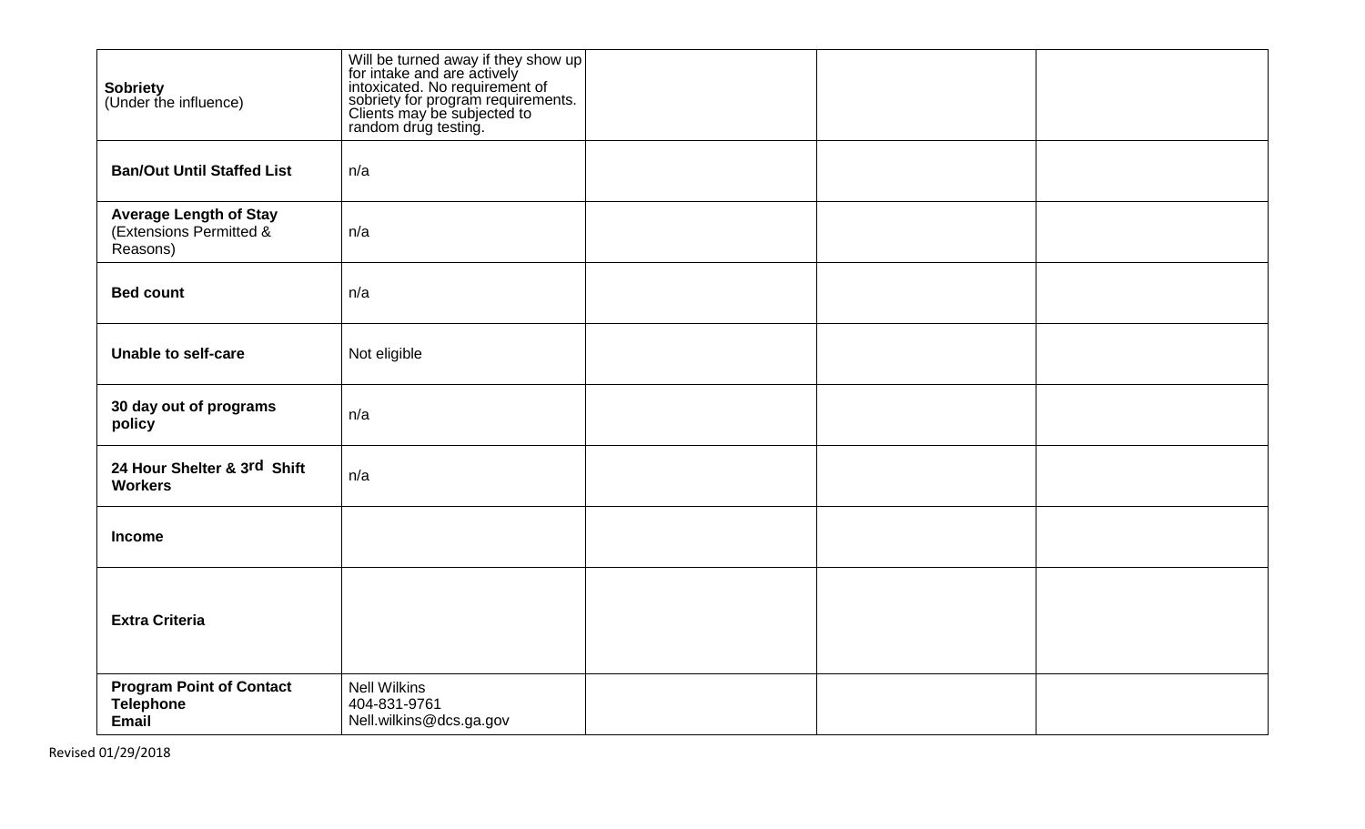| | | | | |
|---|---|---|---|---|
| **Sobriety** (Under the influence) | Will be turned away if they show up for intake and are actively intoxicated. No requirement of sobriety for program requirements. Clients may be subjected to random drug testing. | | | |
| **Ban/Out Until Staffed List** | n/a | | | |
| **Average Length of Stay** (Extensions Permitted & Reasons) | n/a | | | |
| **Bed count** | n/a | | | |
| **Unable to self-care** | Not eligible | | | |
| **30 day out of programs policy** | n/a | | | |
| **24 Hour Shelter & 3rd Shift Workers** | n/a | | | |
| **Income** | | | | |
| **Extra Criteria** | | | | |
| **Program Point of Contact Telephone Email** | Nell Wilkins 404-831-9761 Nell.wilkins@dcs.ga.gov | | | |

Revised 01/29/2018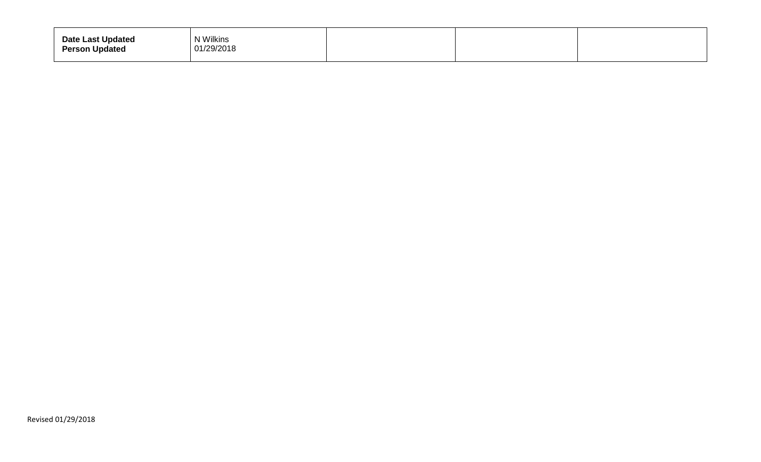| | | | | |
|---|---|---|---|---|
| **Date Last Updated**<br>**Person Updated** | N Wilkins<br>01/29/2018 | | | |

Revised 01/29/2018